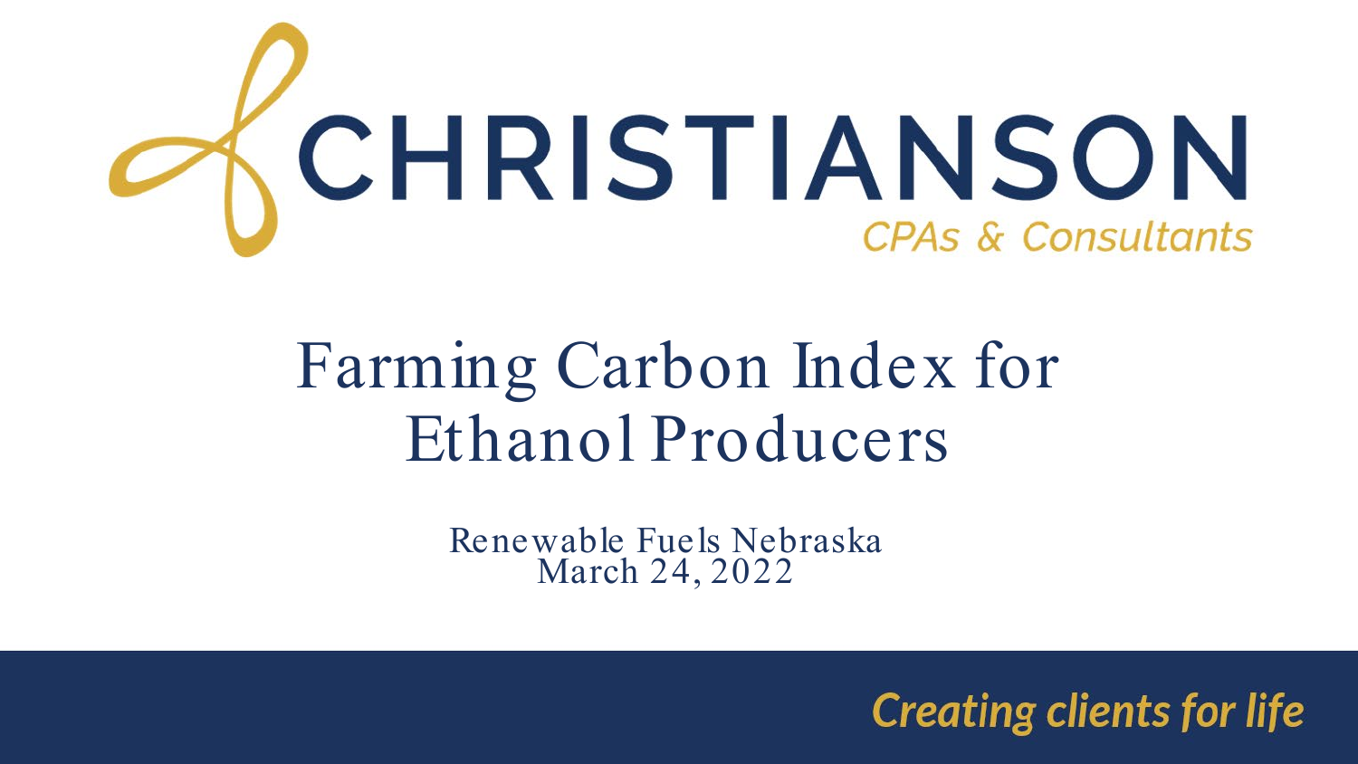CHRISTIANSON

CPAs & Consultants

# Farming Carbon Index for Ethanol Producers

Renewable Fuels Nebraska
March 24, 2022

*Creating clients for life*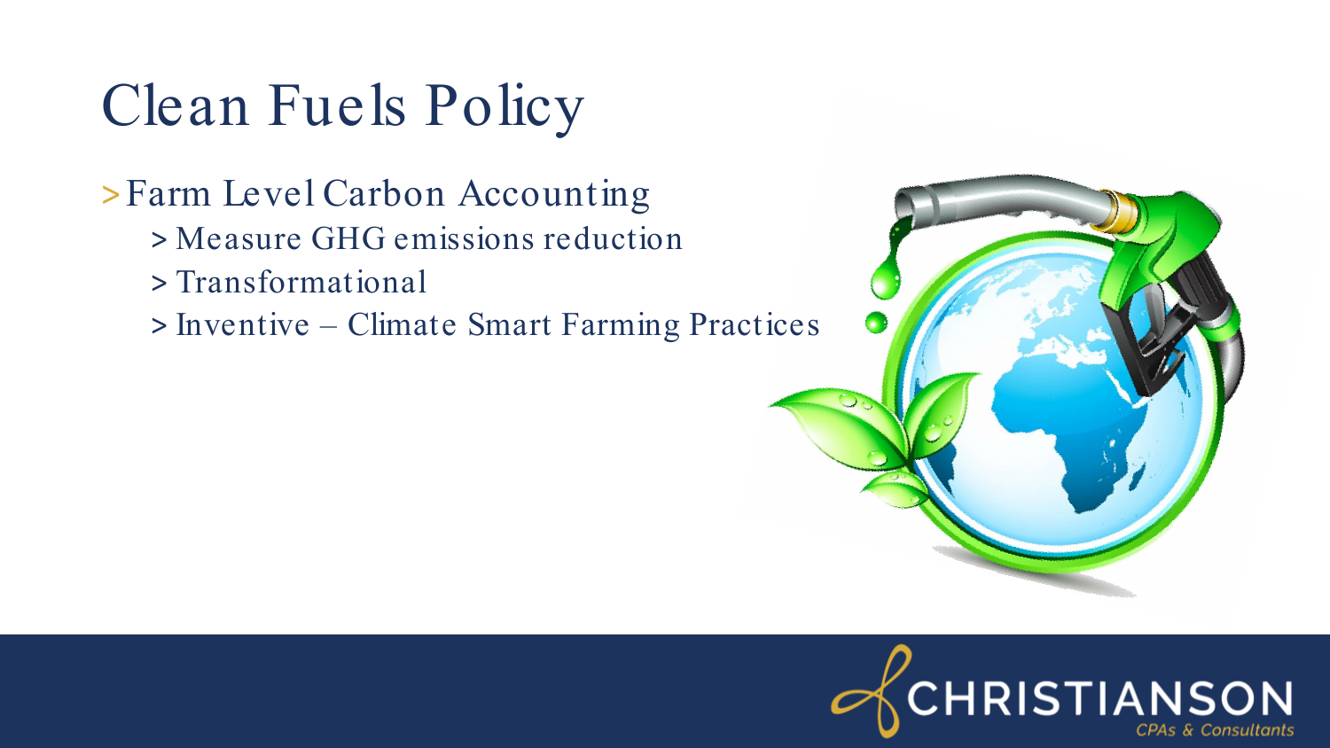# Clean Fuels Policy

- Farm Level Carbon Accounting
  - Measure GHG emissions reduction
  - Transformational
  - Inventive – Climate Smart Farming Practices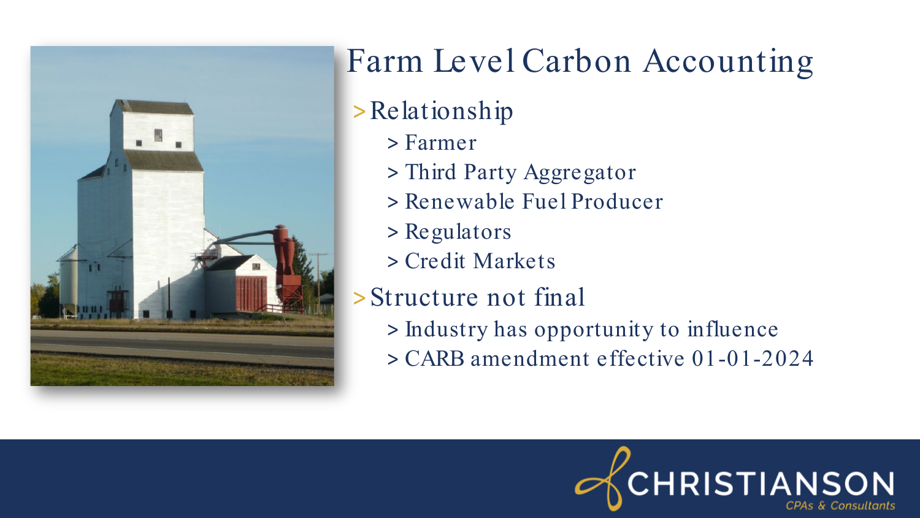# Farm Level Carbon Accounting

- Relationship
  - Farmer
  - Third Party Aggregator
  - Renewable Fuel Producer
  - Regulators
  - Credit Markets
- Structure not final
  - Industry has opportunity to influence
  - CARB amendment effective 01-01-2024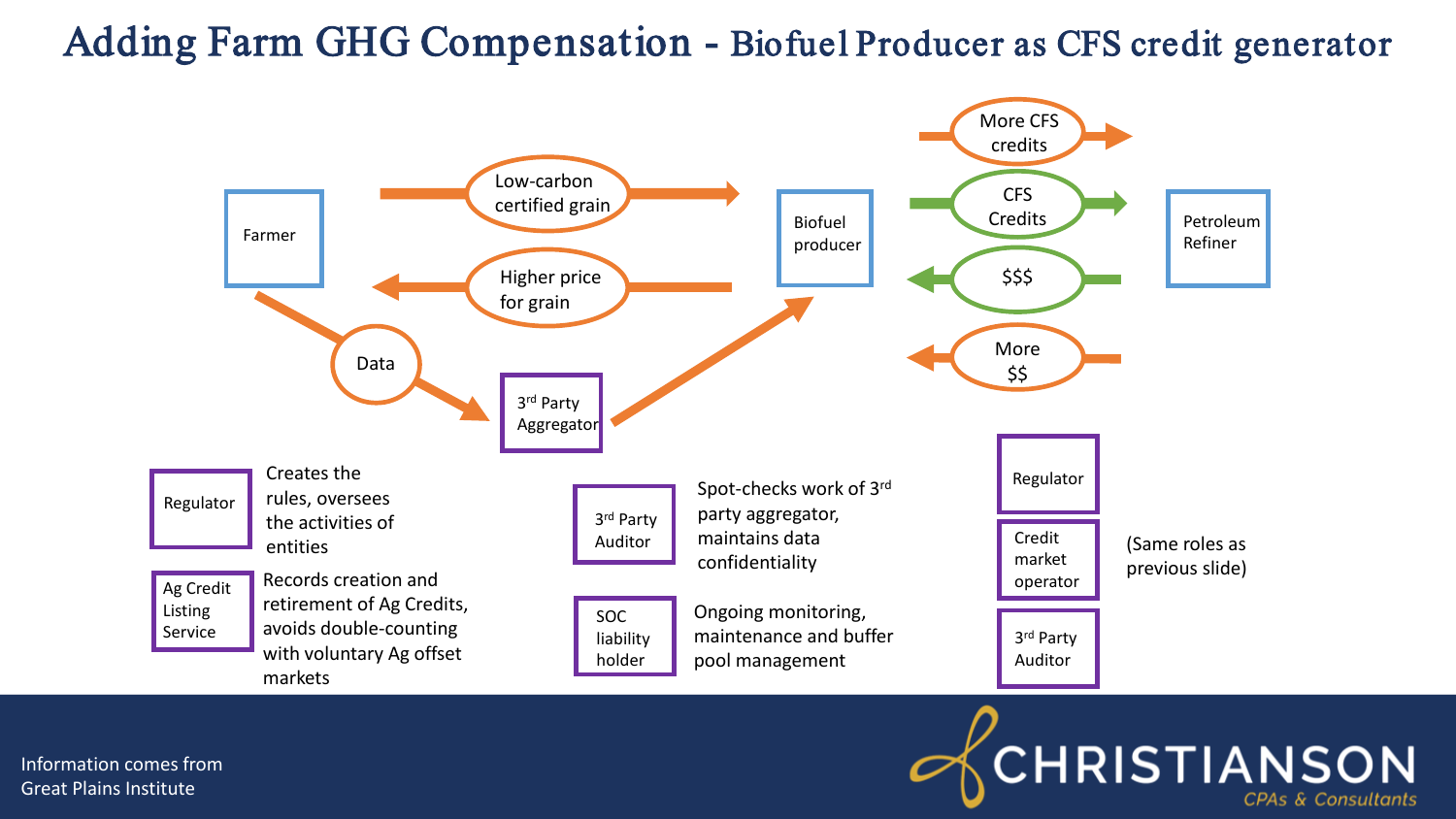# Adding Farm GHG Compensation - Biofuel Producer as CFS credit generator

Farmer

Low-carbon certified grain

Higher price for grain

Data

3rd Party Aggregator

Biofuel producer

More CFS credits

CFS Credits

$$$

More $$

Petroleum Refiner

- **Regulator** – Creates the rules, oversees the activities of entities
- **Ag Credit Listing Service** – Records creation and retirement of Ag Credits, avoids double-counting with voluntary Ag offset markets
- **3rd Party Auditor** – Spot-checks work of 3rd party aggregator, maintains data confidentiality
- **SOC liability holder** – Ongoing monitoring, maintenance and buffer pool management
- **Regulator**, **Credit market operator**, **3rd Party Auditor** – (Same roles as previous slide)

Information comes from Great Plains Institute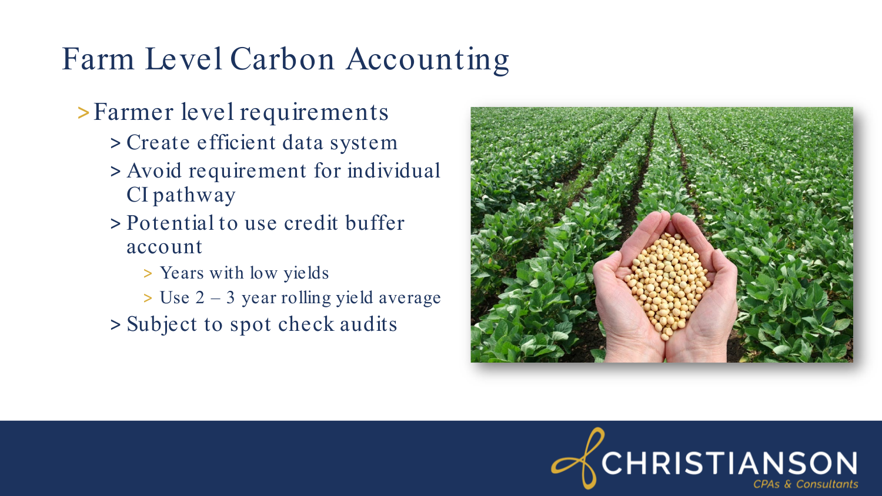# Farm Level Carbon Accounting

- Farmer level requirements
  - Create efficient data system
  - Avoid requirement for individual CI pathway
  - Potential to use credit buffer account
    - Years with low yields
    - Use 2 – 3 year rolling yield average
  - Subject to spot check audits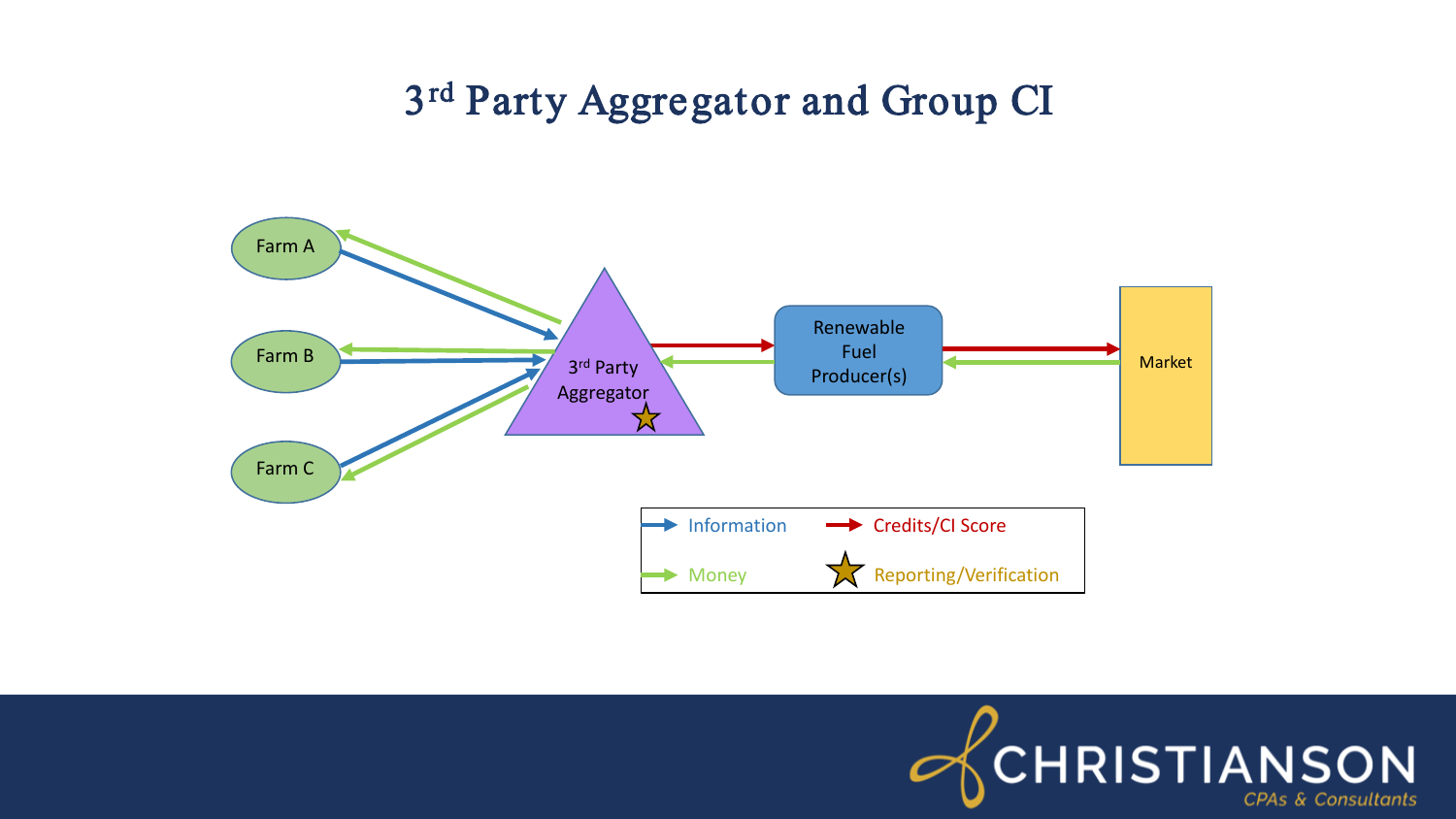# 3[rd] Party Aggregator and Group CI

Farm A

Farm B

Farm C

3[rd] Party Aggregator

Renewable Fuel Producer(s)

Market

Information

Money

Credits/CI Score

Reporting/Verification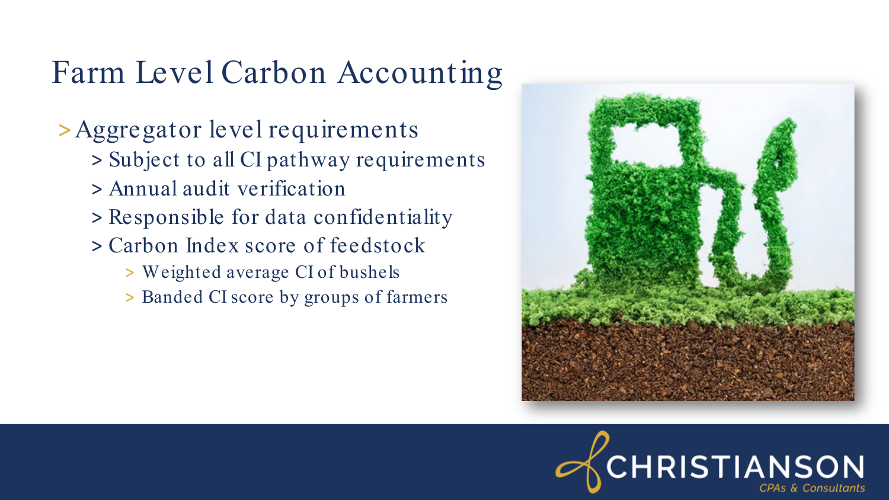# Farm Level Carbon Accounting

- Aggregator level requirements
  - Subject to all CI pathway requirements
  - Annual audit verification
  - Responsible for data confidentiality
  - Carbon Index score of feedstock
    - Weighted average CI of bushels
    - Banded CI score by groups of farmers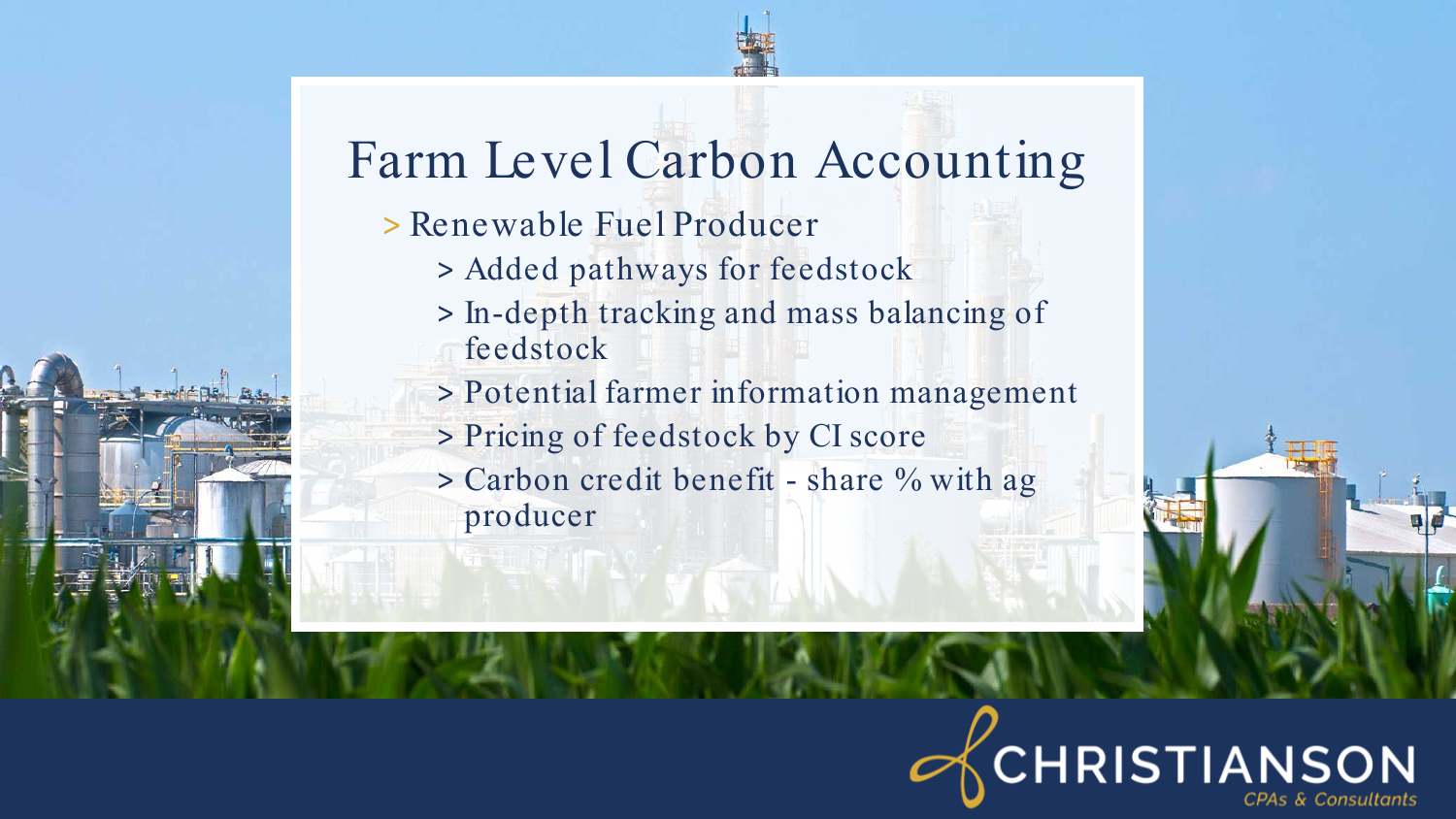# Farm Level Carbon Accounting

- Renewable Fuel Producer
  - Added pathways for feedstock
  - In-depth tracking and mass balancing of feedstock
  - Potential farmer information management
  - Pricing of feedstock by CI score
  - Carbon credit benefit - share % with ag producer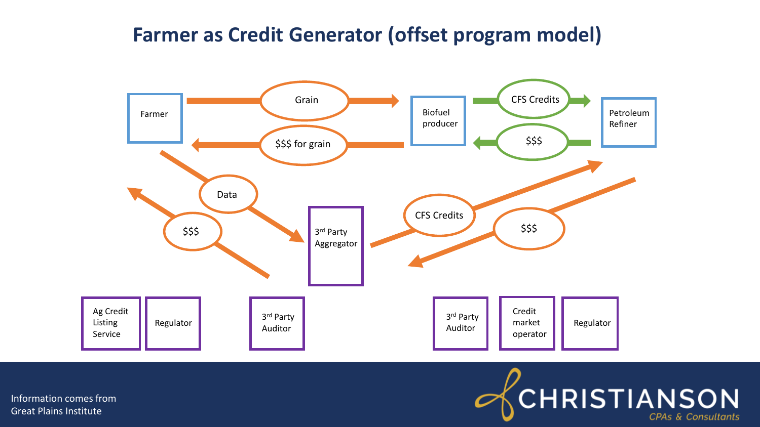# Farmer as Credit Generator (offset program model)

- Farmer → Grain → Biofuel producer
- Biofuel producer → $$$ for grain → Farmer
- Biofuel producer → CFS Credits → Petroleum Refiner
- Petroleum Refiner → $$$ → Biofuel producer
- Farmer → Data → 3rd Party Aggregator
- 3rd Party Aggregator → $$$ → Farmer
- 3rd Party Aggregator → CFS Credits → Petroleum Refiner
- Petroleum Refiner → $$$ → 3rd Party Aggregator

Ag Credit Listing Service | Regulator | 3rd Party Auditor | 3rd Party Auditor | Credit market operator | Regulator

Information comes from Great Plains Institute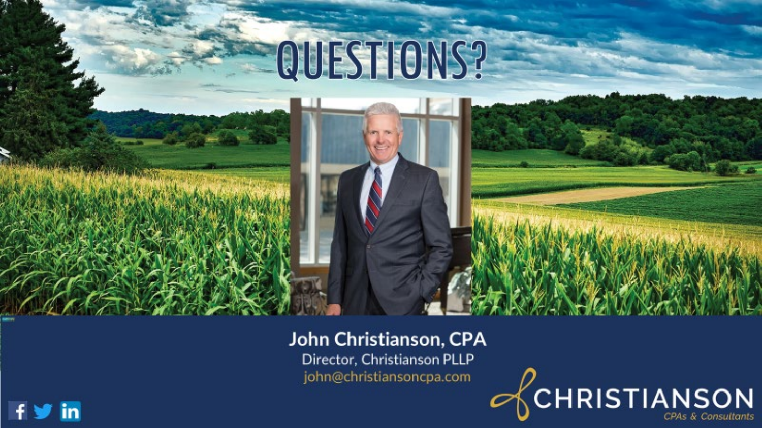# QUESTIONS?

**John Christianson, CPA**
Director, Christianson PLLP
john@christiansoncpa.com

CHRISTIANSON
*CPAs & Consultants*